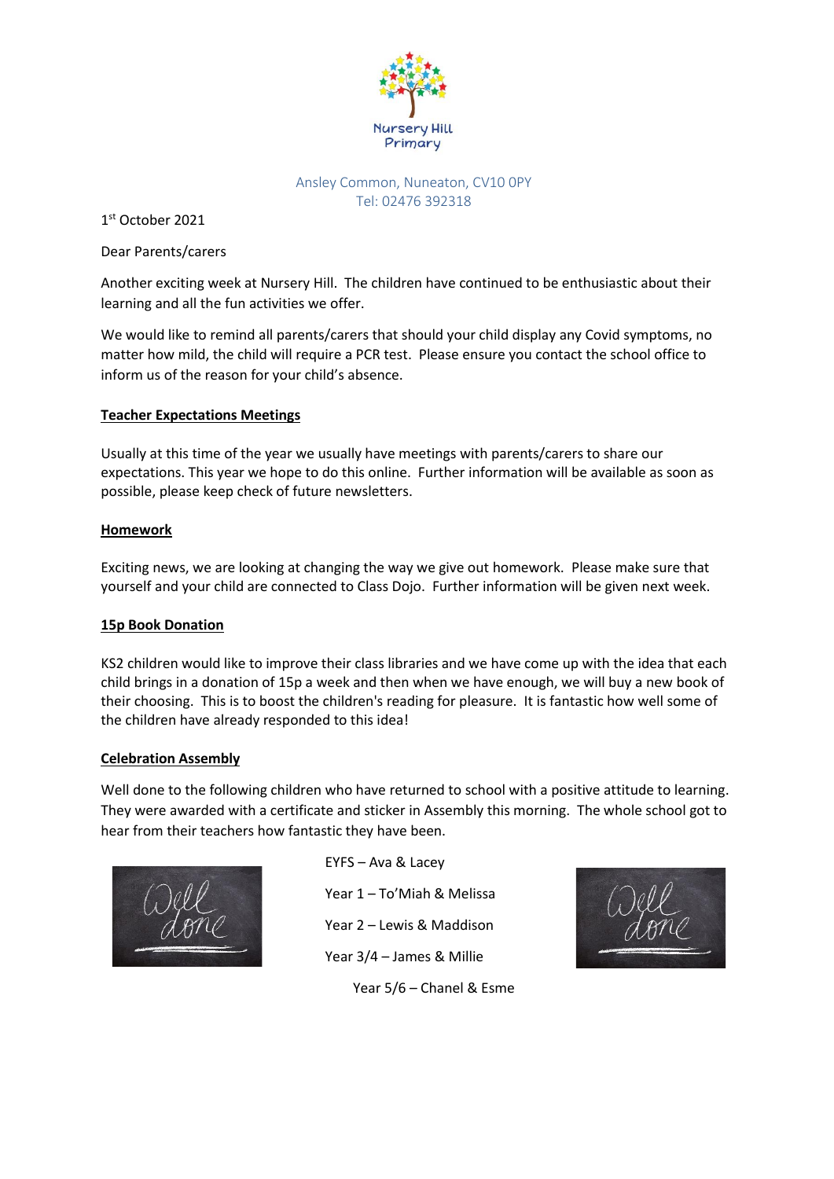Nursery Hill Primary

Ansley Common, Nuneaton, CV10 0PY
Tel: 02476 392318

1st October 2021

Dear Parents/carers

Another exciting week at Nursery Hill. The children have continued to be enthusiastic about their learning and all the fun activities we offer.

We would like to remind all parents/carers that should your child display any Covid symptoms, no matter how mild, the child will require a PCR test. Please ensure you contact the school office to inform us of the reason for your child's absence.

## Teacher Expectations Meetings

Usually at this time of the year we usually have meetings with parents/carers to share our expectations. This year we hope to do this online. Further information will be available as soon as possible, please keep check of future newsletters.

## Homework

Exciting news, we are looking at changing the way we give out homework. Please make sure that yourself and your child are connected to Class Dojo. Further information will be given next week.

## 15p Book Donation

KS2 children would like to improve their class libraries and we have come up with the idea that each child brings in a donation of 15p a week and then when we have enough, we will buy a new book of their choosing. This is to boost the children's reading for pleasure. It is fantastic how well some of the children have already responded to this idea!

## Celebration Assembly

Well done to the following children who have returned to school with a positive attitude to learning. They were awarded with a certificate and sticker in Assembly this morning. The whole school got to hear from their teachers how fantastic they have been.

EYFS – Ava & Lacey

Year 1 – To'Miah & Melissa

Year 2 – Lewis & Maddison

Year 3/4 – James & Millie

Year 5/6 – Chanel & Esme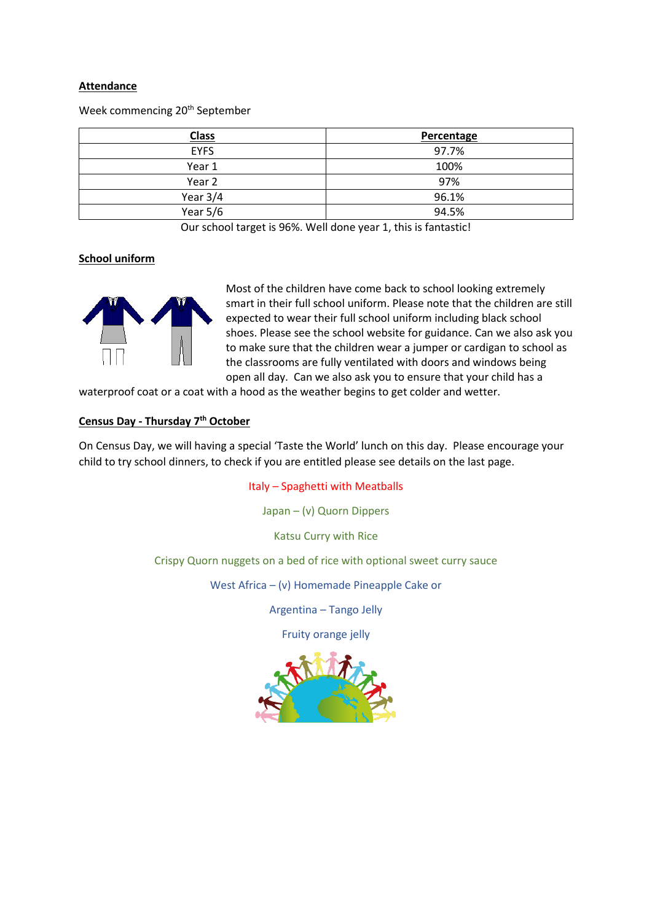**Attendance**

Week commencing 20th September

| Class | Percentage |
|---|---|
| EYFS | 97.7% |
| Year 1 | 100% |
| Year 2 | 97% |
| Year 3/4 | 96.1% |
| Year 5/6 | 94.5% |

Our school target is 96%. Well done year 1, this is fantastic!

**School uniform**

Most of the children have come back to school looking extremely smart in their full school uniform. Please note that the children are still expected to wear their full school uniform including black school shoes. Please see the school website for guidance. Can we also ask you to make sure that the children wear a jumper or cardigan to school as the classrooms are fully ventilated with doors and windows being open all day. Can we also ask you to ensure that your child has a waterproof coat or a coat with a hood as the weather begins to get colder and wetter.

**Census Day - Thursday 7th October**

On Census Day, we will having a special 'Taste the World' lunch on this day. Please encourage your child to try school dinners, to check if you are entitled please see details on the last page.

Italy – Spaghetti with Meatballs

Japan – (v) Quorn Dippers

Katsu Curry with Rice

Crispy Quorn nuggets on a bed of rice with optional sweet curry sauce

West Africa – (v) Homemade Pineapple Cake or

Argentina – Tango Jelly

Fruity orange jelly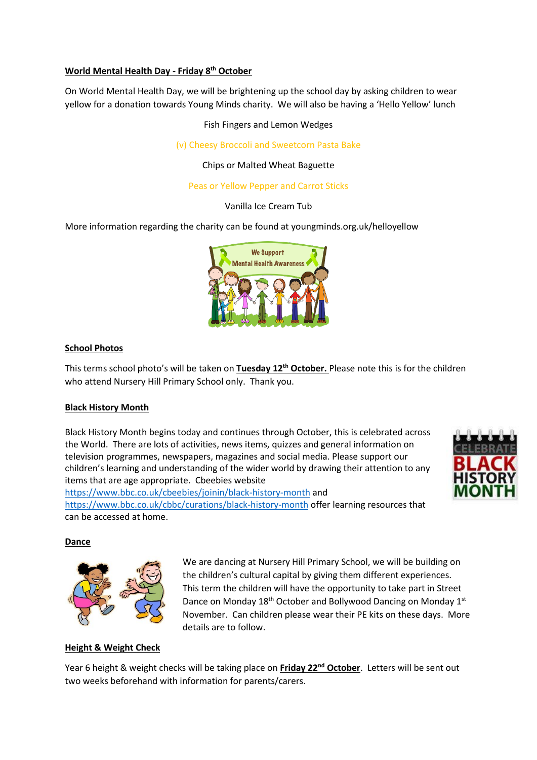**World Mental Health Day - Friday 8th October**

On World Mental Health Day, we will be brightening up the school day by asking children to wear yellow for a donation towards Young Minds charity. We will also be having a 'Hello Yellow' lunch

Fish Fingers and Lemon Wedges

(v) Cheesy Broccoli and Sweetcorn Pasta Bake

Chips or Malted Wheat Baguette

Peas or Yellow Pepper and Carrot Sticks

Vanilla Ice Cream Tub

More information regarding the charity can be found at youngminds.org.uk/helloyellow

**School Photos**

This terms school photo's will be taken on **Tuesday 12th October.** Please note this is for the children who attend Nursery Hill Primary School only. Thank you.

**Black History Month**

Black History Month begins today and continues through October, this is celebrated across the World. There are lots of activities, news items, quizzes and general information on television programmes, newspapers, magazines and social media. Please support our children's learning and understanding of the wider world by drawing their attention to any items that are age appropriate. Cbeebies website https://www.bbc.co.uk/cbeebies/joinin/black-history-month and https://www.bbc.co.uk/cbbc/curations/black-history-month offer learning resources that can be accessed at home.

**Dance**

We are dancing at Nursery Hill Primary School, we will be building on the children's cultural capital by giving them different experiences. This term the children will have the opportunity to take part in Street Dance on Monday 18th October and Bollywood Dancing on Monday 1st November. Can children please wear their PE kits on these days. More details are to follow.

**Height & Weight Check**

Year 6 height & weight checks will be taking place on **Friday 22nd October**. Letters will be sent out two weeks beforehand with information for parents/carers.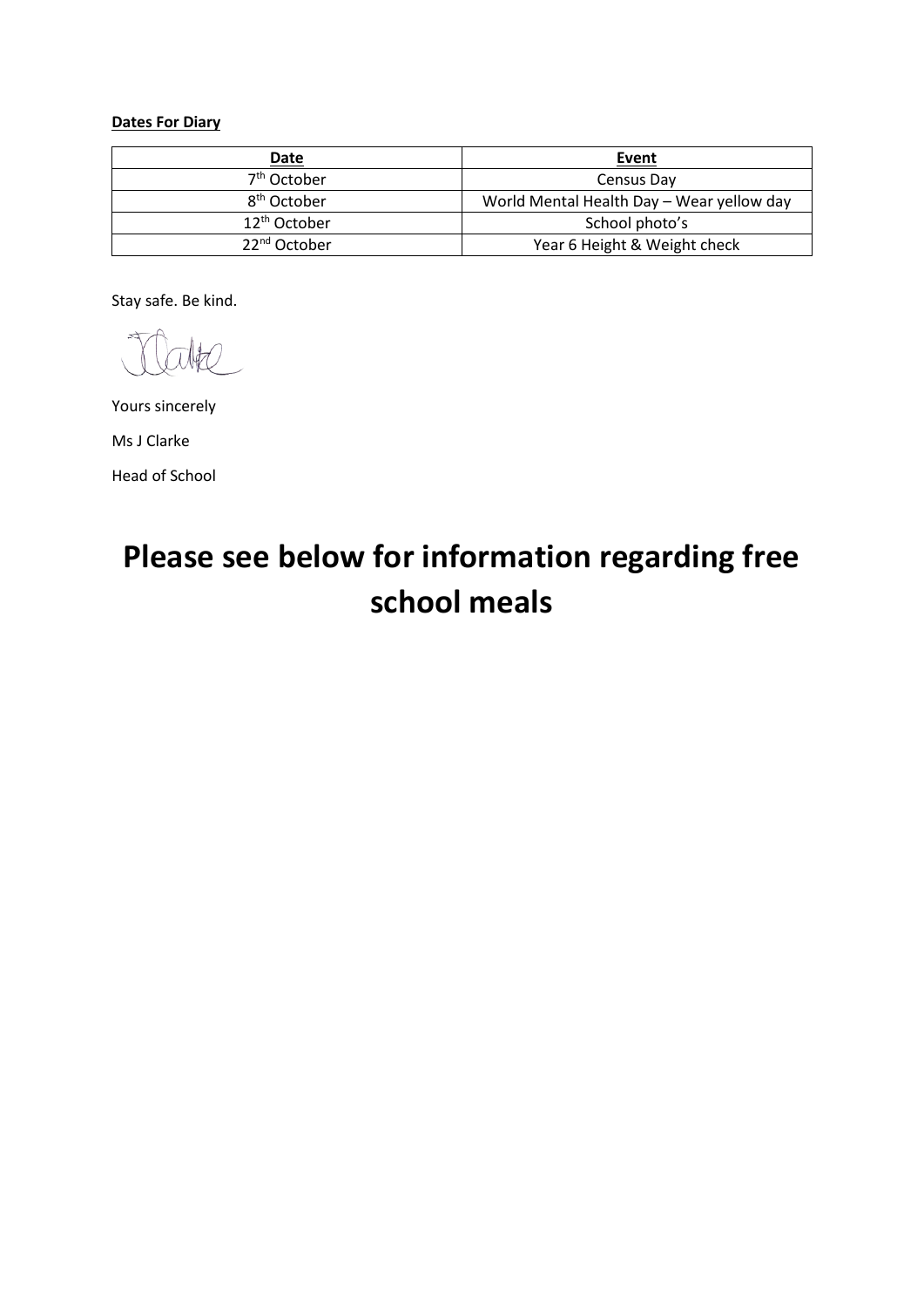**Dates For Diary**

| Date | Event |
| --- | --- |
| 7th October | Census Day |
| 8th October | World Mental Health Day – Wear yellow day |
| 12th October | School photo's |
| 22nd October | Year 6 Height & Weight check |

Stay safe. Be kind.

Yours sincerely

Ms J Clarke

Head of School

# Please see below for information regarding free school meals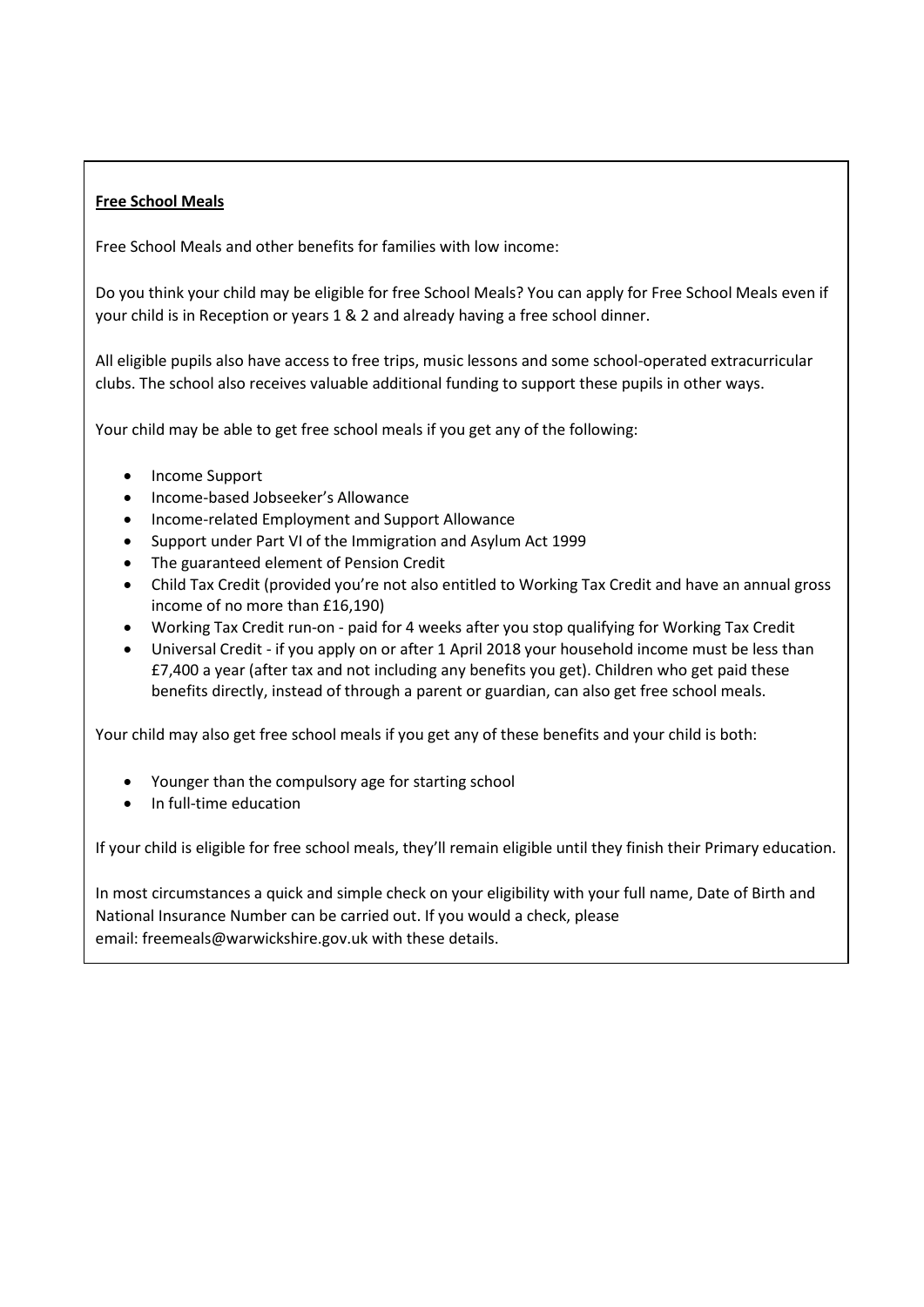**Free School Meals**

Free School Meals and other benefits for families with low income:

Do you think your child may be eligible for free School Meals? You can apply for Free School Meals even if your child is in Reception or years 1 & 2 and already having a free school dinner.

All eligible pupils also have access to free trips, music lessons and some school-operated extracurricular clubs. The school also receives valuable additional funding to support these pupils in other ways.

Your child may be able to get free school meals if you get any of the following:

- Income Support
- Income-based Jobseeker's Allowance
- Income-related Employment and Support Allowance
- Support under Part VI of the Immigration and Asylum Act 1999
- The guaranteed element of Pension Credit
- Child Tax Credit (provided you're not also entitled to Working Tax Credit and have an annual gross income of no more than £16,190)
- Working Tax Credit run-on - paid for 4 weeks after you stop qualifying for Working Tax Credit
- Universal Credit - if you apply on or after 1 April 2018 your household income must be less than £7,400 a year (after tax and not including any benefits you get). Children who get paid these benefits directly, instead of through a parent or guardian, can also get free school meals.

Your child may also get free school meals if you get any of these benefits and your child is both:

- Younger than the compulsory age for starting school
- In full-time education

If your child is eligible for free school meals, they'll remain eligible until they finish their Primary education.

In most circumstances a quick and simple check on your eligibility with your full name, Date of Birth and National Insurance Number can be carried out. If you would a check, please email: freemeals@warwickshire.gov.uk with these details.